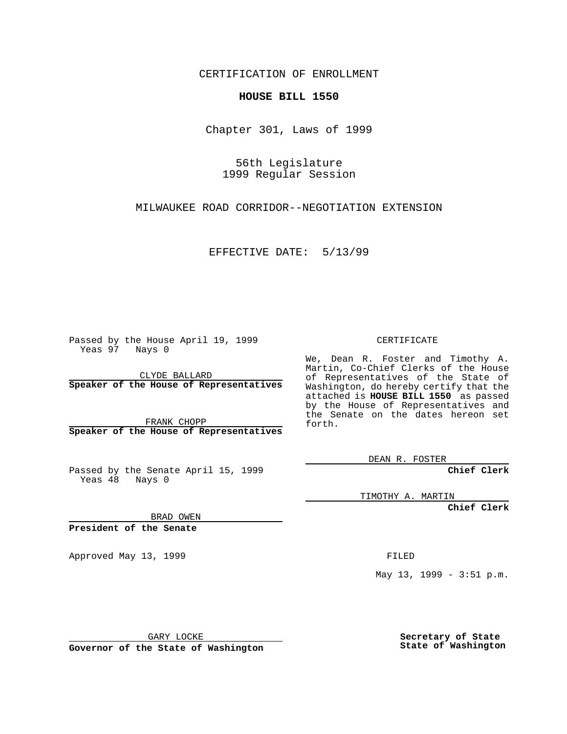CERTIFICATION OF ENROLLMENT

**HOUSE BILL 1550**

Chapter 301, Laws of 1999

56th Legislature
1999 Regular Session

MILWAUKEE ROAD CORRIDOR--NEGOTIATION EXTENSION

EFFECTIVE DATE: 5/13/99

Passed by the House April 19, 1999
Yeas 97 Nays 0

CLYDE BALLARD
**Speaker of the House of Representatives**

FRANK CHOPP
**Speaker of the House of Representatives**

Passed by the Senate April 15, 1999
Yeas 48 Nays 0

BRAD OWEN
**President of the Senate**

Approved May 13, 1999

GARY LOCKE
**Governor of the State of Washington**

CERTIFICATE

We, Dean R. Foster and Timothy A. Martin, Co-Chief Clerks of the House of Representatives of the State of Washington, do hereby certify that the attached is **HOUSE BILL 1550** as passed by the House of Representatives and the Senate on the dates hereon set forth.

DEAN R. FOSTER
**Chief Clerk**

TIMOTHY A. MARTIN
**Chief Clerk**

FILED

May 13, 1999 - 3:51 p.m.

**Secretary of State**
**State of Washington**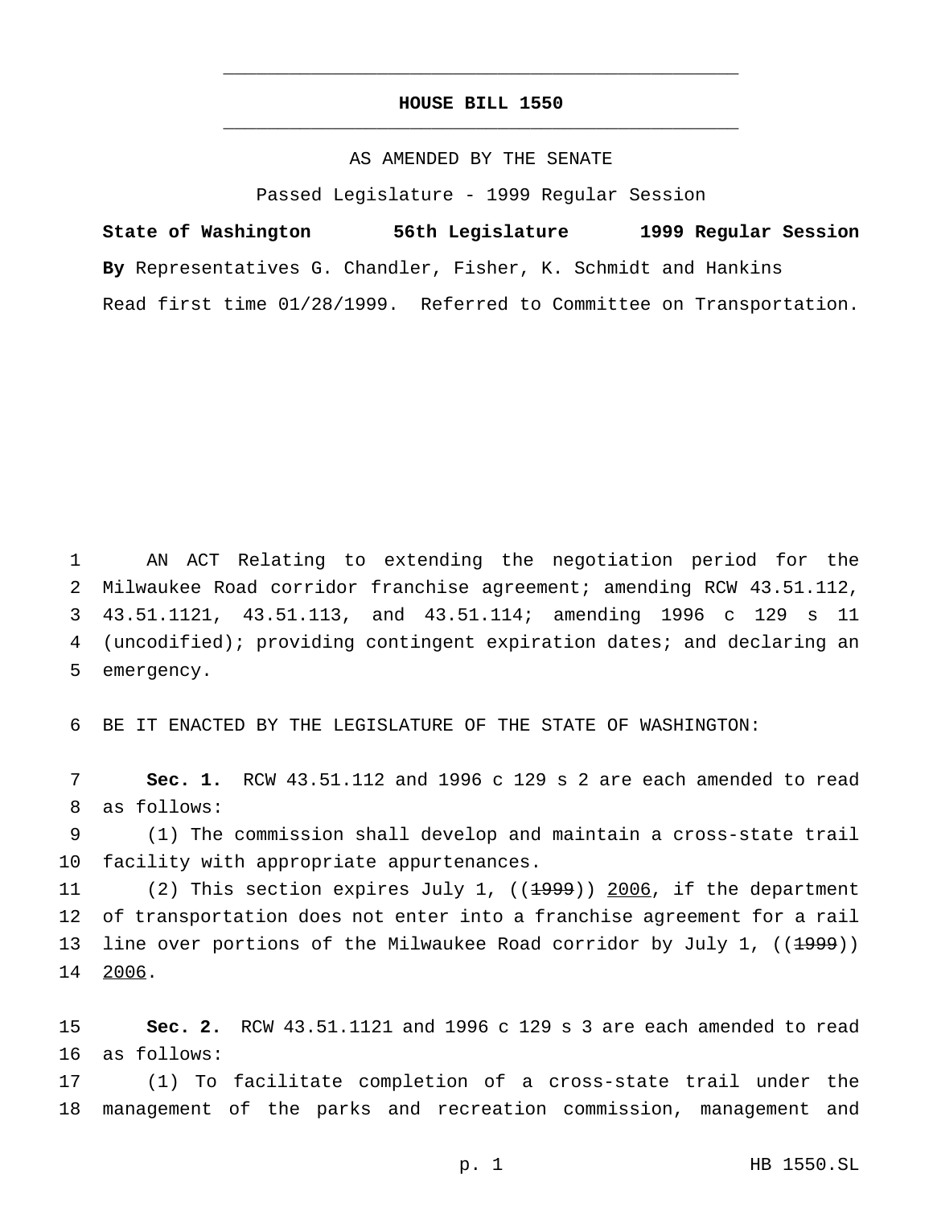# HOUSE BILL 1550

AS AMENDED BY THE SENATE

Passed Legislature - 1999 Regular Session

**State of Washington 56th Legislature 1999 Regular Session**

**By** Representatives G. Chandler, Fisher, K. Schmidt and Hankins

Read first time 01/28/1999. Referred to Committee on Transportation.

AN ACT Relating to extending the negotiation period for the Milwaukee Road corridor franchise agreement; amending RCW 43.51.112, 43.51.1121, 43.51.113, and 43.51.114; amending 1996 c 129 s 11 (uncodified); providing contingent expiration dates; and declaring an emergency.

BE IT ENACTED BY THE LEGISLATURE OF THE STATE OF WASHINGTON:

**Sec. 1.** RCW 43.51.112 and 1996 c 129 s 2 are each amended to read as follows:

(1) The commission shall develop and maintain a cross-state trail facility with appropriate appurtenances.

(2) This section expires July 1, ((~~1999~~)) <u>2006</u>, if the department of transportation does not enter into a franchise agreement for a rail line over portions of the Milwaukee Road corridor by July 1, ((~~1999~~)) <u>2006</u>.

**Sec. 2.** RCW 43.51.1121 and 1996 c 129 s 3 are each amended to read as follows:

(1) To facilitate completion of a cross-state trail under the management of the parks and recreation commission, management and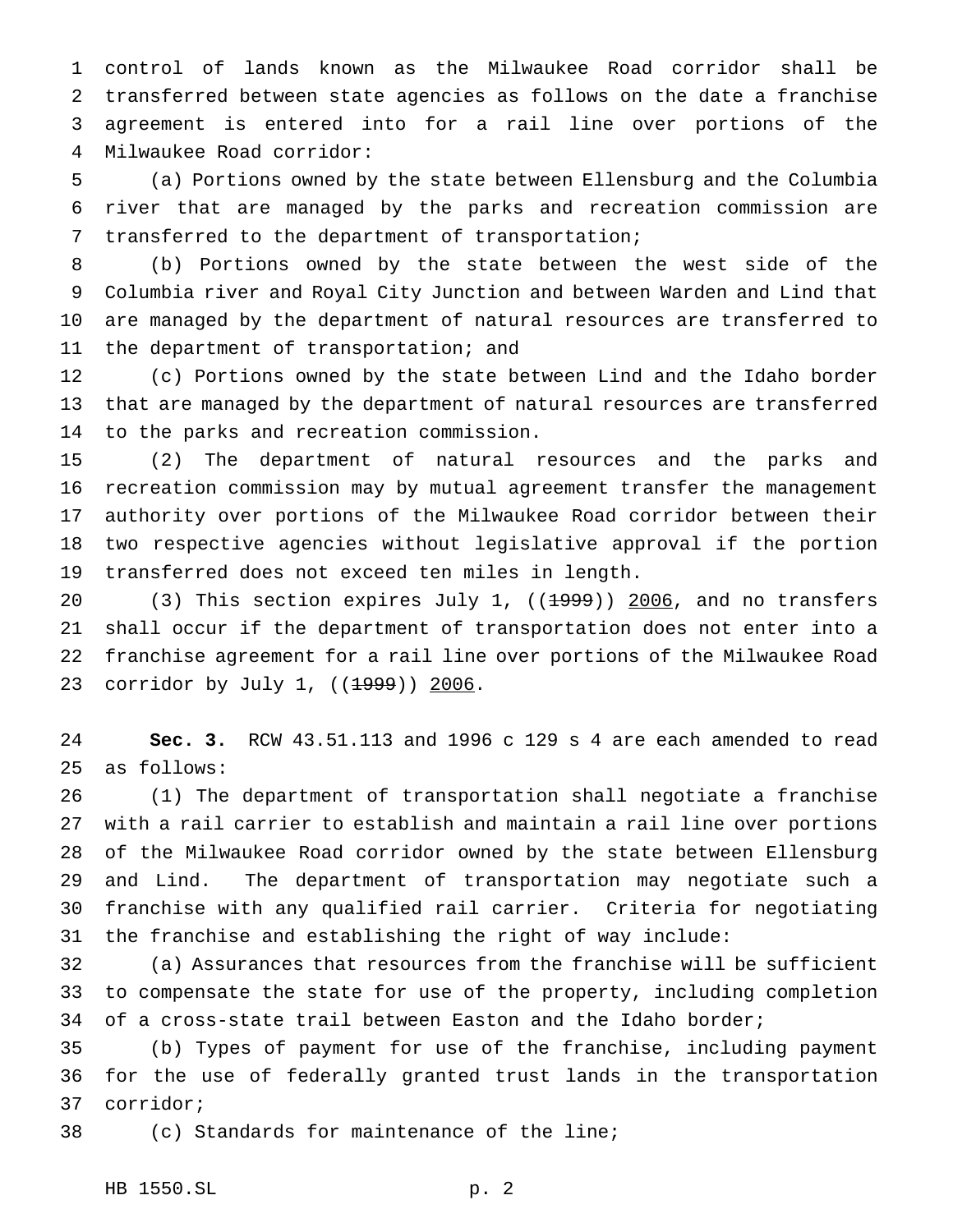control of lands known as the Milwaukee Road corridor shall be transferred between state agencies as follows on the date a franchise agreement is entered into for a rail line over portions of the Milwaukee Road corridor:

(a) Portions owned by the state between Ellensburg and the Columbia river that are managed by the parks and recreation commission are transferred to the department of transportation;

(b) Portions owned by the state between the west side of the Columbia river and Royal City Junction and between Warden and Lind that are managed by the department of natural resources are transferred to the department of transportation; and

(c) Portions owned by the state between Lind and the Idaho border that are managed by the department of natural resources are transferred to the parks and recreation commission.

(2) The department of natural resources and the parks and recreation commission may by mutual agreement transfer the management authority over portions of the Milwaukee Road corridor between their two respective agencies without legislative approval if the portion transferred does not exceed ten miles in length.

(3) This section expires July 1, ((~~1999~~)) <u>2006</u>, and no transfers shall occur if the department of transportation does not enter into a franchise agreement for a rail line over portions of the Milwaukee Road corridor by July 1, ((~~1999~~)) <u>2006</u>.

**Sec. 3.** RCW 43.51.113 and 1996 c 129 s 4 are each amended to read as follows:

(1) The department of transportation shall negotiate a franchise with a rail carrier to establish and maintain a rail line over portions of the Milwaukee Road corridor owned by the state between Ellensburg and Lind. The department of transportation may negotiate such a franchise with any qualified rail carrier. Criteria for negotiating the franchise and establishing the right of way include:

(a) Assurances that resources from the franchise will be sufficient to compensate the state for use of the property, including completion of a cross-state trail between Easton and the Idaho border;

(b) Types of payment for use of the franchise, including payment for the use of federally granted trust lands in the transportation corridor;

(c) Standards for maintenance of the line;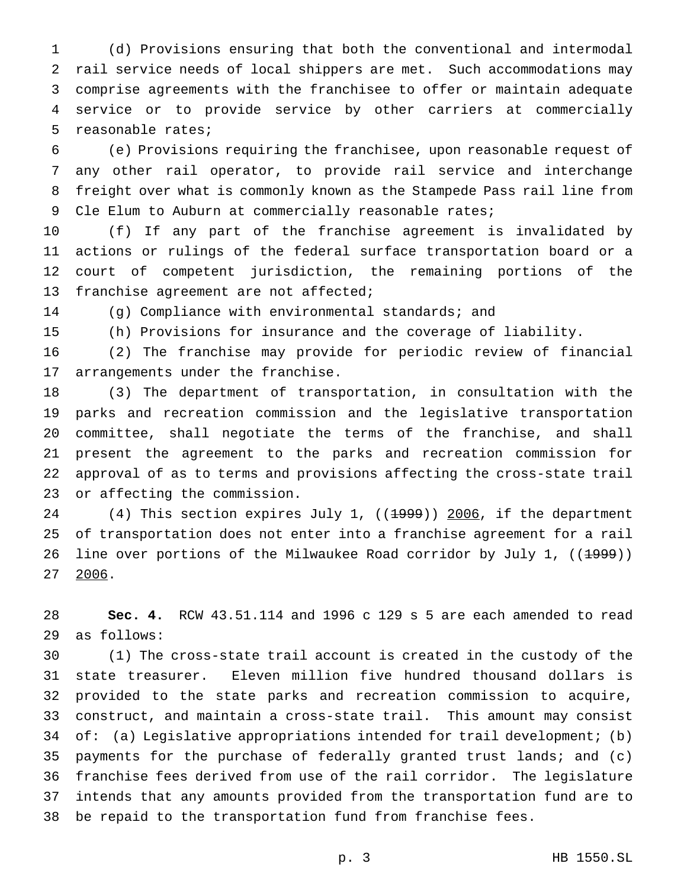(d) Provisions ensuring that both the conventional and intermodal rail service needs of local shippers are met. Such accommodations may comprise agreements with the franchisee to offer or maintain adequate service or to provide service by other carriers at commercially reasonable rates;

(e) Provisions requiring the franchisee, upon reasonable request of any other rail operator, to provide rail service and interchange freight over what is commonly known as the Stampede Pass rail line from Cle Elum to Auburn at commercially reasonable rates;

(f) If any part of the franchise agreement is invalidated by actions or rulings of the federal surface transportation board or a court of competent jurisdiction, the remaining portions of the franchise agreement are not affected;

(g) Compliance with environmental standards; and

(h) Provisions for insurance and the coverage of liability.

(2) The franchise may provide for periodic review of financial arrangements under the franchise.

(3) The department of transportation, in consultation with the parks and recreation commission and the legislative transportation committee, shall negotiate the terms of the franchise, and shall present the agreement to the parks and recreation commission for approval of as to terms and provisions affecting the cross-state trail or affecting the commission.

(4) This section expires July 1, ((~~1999~~)) <u>2006</u>, if the department of transportation does not enter into a franchise agreement for a rail line over portions of the Milwaukee Road corridor by July 1, ((~~1999~~)) <u>2006</u>.

**Sec. 4.** RCW 43.51.114 and 1996 c 129 s 5 are each amended to read as follows:

(1) The cross-state trail account is created in the custody of the state treasurer. Eleven million five hundred thousand dollars is provided to the state parks and recreation commission to acquire, construct, and maintain a cross-state trail. This amount may consist of: (a) Legislative appropriations intended for trail development; (b) payments for the purchase of federally granted trust lands; and (c) franchise fees derived from use of the rail corridor. The legislature intends that any amounts provided from the transportation fund are to be repaid to the transportation fund from franchise fees.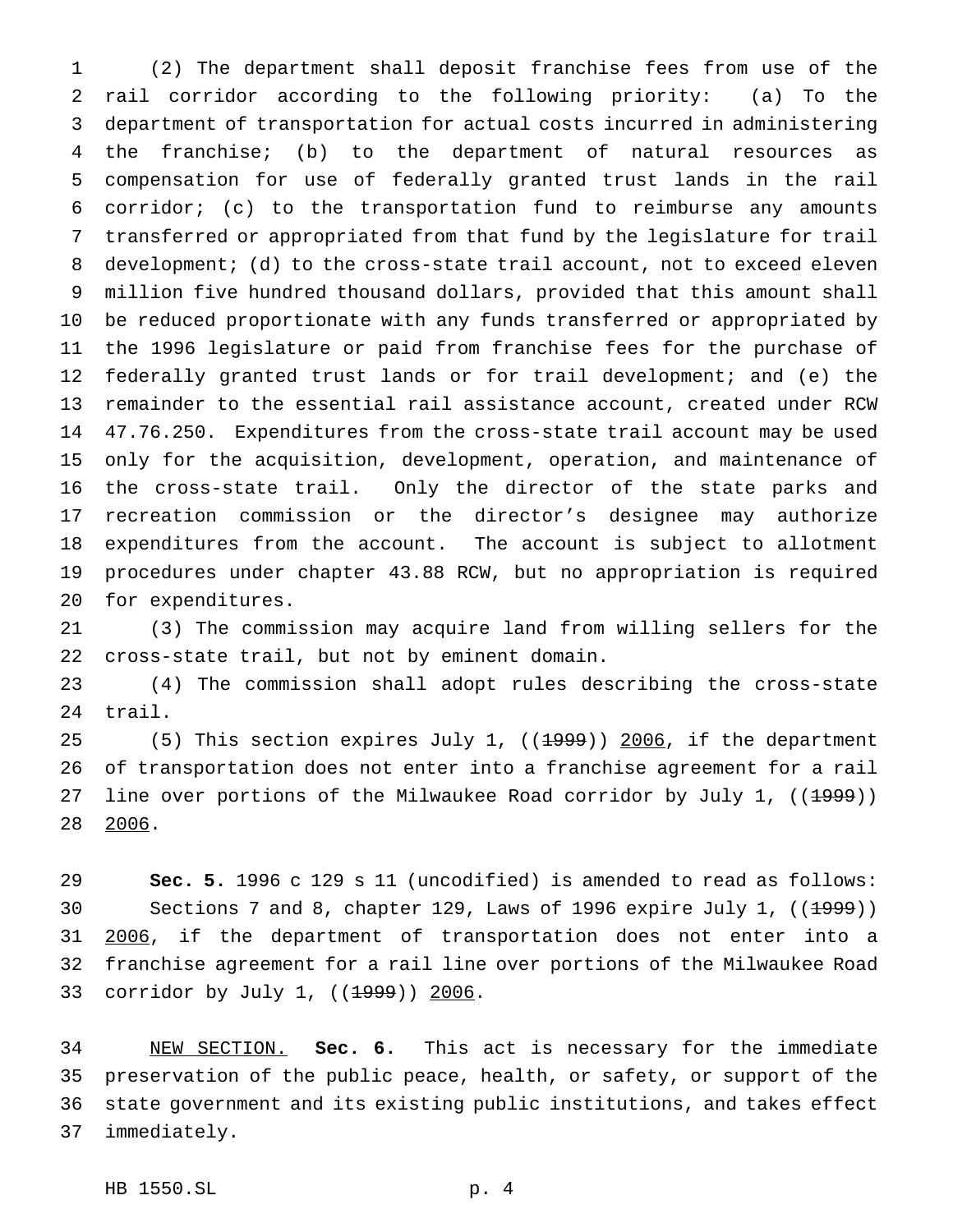(2) The department shall deposit franchise fees from use of the rail corridor according to the following priority: (a) To the department of transportation for actual costs incurred in administering the franchise; (b) to the department of natural resources as compensation for use of federally granted trust lands in the rail corridor; (c) to the transportation fund to reimburse any amounts transferred or appropriated from that fund by the legislature for trail development; (d) to the cross-state trail account, not to exceed eleven million five hundred thousand dollars, provided that this amount shall be reduced proportionate with any funds transferred or appropriated by the 1996 legislature or paid from franchise fees for the purchase of federally granted trust lands or for trail development; and (e) the remainder to the essential rail assistance account, created under RCW 47.76.250. Expenditures from the cross-state trail account may be used only for the acquisition, development, operation, and maintenance of the cross-state trail. Only the director of the state parks and recreation commission or the director's designee may authorize expenditures from the account. The account is subject to allotment procedures under chapter 43.88 RCW, but no appropriation is required for expenditures.

(3) The commission may acquire land from willing sellers for the cross-state trail, but not by eminent domain.

(4) The commission shall adopt rules describing the cross-state trail.

(5) This section expires July 1, ((~~1999~~)) <u>2006</u>, if the department of transportation does not enter into a franchise agreement for a rail line over portions of the Milwaukee Road corridor by July 1, ((~~1999~~)) <u>2006</u>.

**Sec. 5.** 1996 c 129 s 11 (uncodified) is amended to read as follows:

Sections 7 and 8, chapter 129, Laws of 1996 expire July 1, ((~~1999~~)) <u>2006</u>, if the department of transportation does not enter into a franchise agreement for a rail line over portions of the Milwaukee Road corridor by July 1, ((~~1999~~)) <u>2006</u>.

<u>NEW SECTION.</u> **Sec. 6.** This act is necessary for the immediate preservation of the public peace, health, or safety, or support of the state government and its existing public institutions, and takes effect immediately.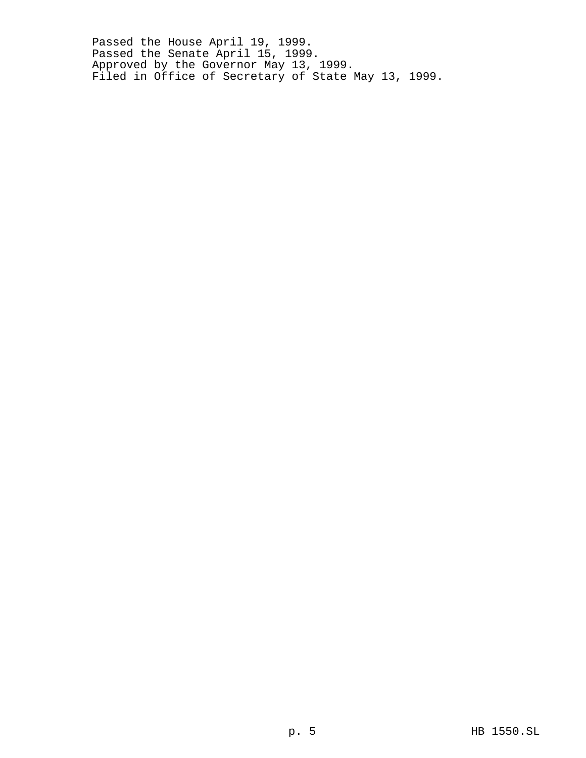Passed the House April 19, 1999.
Passed the Senate April 15, 1999.
Approved by the Governor May 13, 1999.
Filed in Office of Secretary of State May 13, 1999.